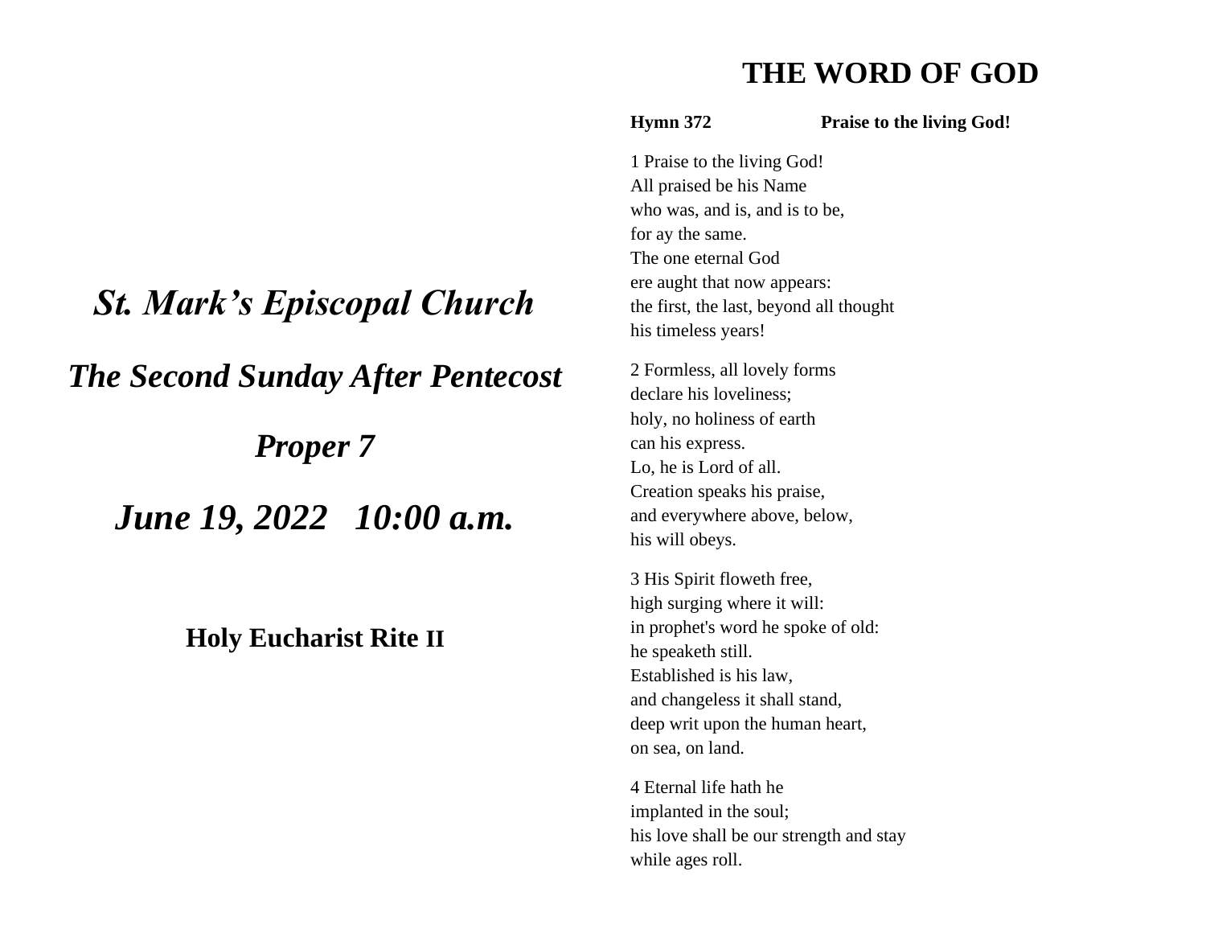# *St. Mark's Episcopal Church*

## *The Second Sunday After Pentecost*

## *Proper 7*

## *June 19, 2022   10:00 a.m.*

### Holy Eucharist Rite II

# THE WORD OF GOD

**Hymn 372** **Praise to the living God!**

1 Praise to the living God!
All praised be his Name
who was, and is, and is to be,
for ay the same.
The one eternal God
ere aught that now appears:
the first, the last, beyond all thought
his timeless years!

2 Formless, all lovely forms
declare his loveliness;
holy, no holiness of earth
can his express.
Lo, he is Lord of all.
Creation speaks his praise,
and everywhere above, below,
his will obeys.

3 His Spirit floweth free,
high surging where it will:
in prophet's word he spoke of old:
he speaketh still.
Established is his law,
and changeless it shall stand,
deep writ upon the human heart,
on sea, on land.

4 Eternal life hath he
implanted in the soul;
his love shall be our strength and stay
while ages roll.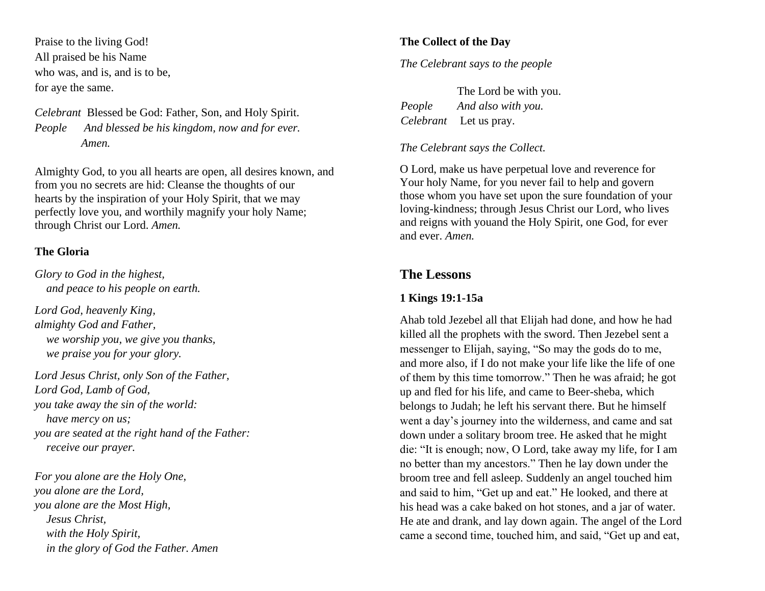Praise to the living God!
All praised be his Name
who was, and is, and is to be,
for aye the same.

*Celebrant* Blessed be God: Father, Son, and Holy Spirit.
*People* *And blessed be his kingdom, now and for ever. Amen.*

Almighty God, to you all hearts are open, all desires known, and from you no secrets are hid: Cleanse the thoughts of our hearts by the inspiration of your Holy Spirit, that we may perfectly love you, and worthily magnify your holy Name; through Christ our Lord. *Amen.*

### The Gloria

*Glory to God in the highest,*
*and peace to his people on earth.*

*Lord God, heavenly King,*
*almighty God and Father,*
*we worship you, we give you thanks,*
*we praise you for your glory.*

*Lord Jesus Christ, only Son of the Father,*
*Lord God, Lamb of God,*
*you take away the sin of the world:*
*have mercy on us;*
*you are seated at the right hand of the Father:*
*receive our prayer.*

*For you alone are the Holy One,*
*you alone are the Lord,*
*you alone are the Most High,*
*Jesus Christ,*
*with the Holy Spirit,*
*in the glory of God the Father. Amen*

### The Collect of the Day

*The Celebrant says to the people*

The Lord be with you.
*People* *And also with you.*
*Celebrant* Let us pray.

*The Celebrant says the Collect.*

O Lord, make us have perpetual love and reverence for Your holy Name, for you never fail to help and govern those whom you have set upon the sure foundation of your loving-kindness; through Jesus Christ our Lord, who lives and reigns with youand the Holy Spirit, one God, for ever and ever. *Amen.*

## The Lessons

### 1 Kings 19:1-15a

Ahab told Jezebel all that Elijah had done, and how he had killed all the prophets with the sword. Then Jezebel sent a messenger to Elijah, saying, "So may the gods do to me, and more also, if I do not make your life like the life of one of them by this time tomorrow." Then he was afraid; he got up and fled for his life, and came to Beer-sheba, which belongs to Judah; he left his servant there. But he himself went a day's journey into the wilderness, and came and sat down under a solitary broom tree. He asked that he might die: "It is enough; now, O Lord, take away my life, for I am no better than my ancestors." Then he lay down under the broom tree and fell asleep. Suddenly an angel touched him and said to him, "Get up and eat." He looked, and there at his head was a cake baked on hot stones, and a jar of water. He ate and drank, and lay down again. The angel of the Lord came a second time, touched him, and said, "Get up and eat,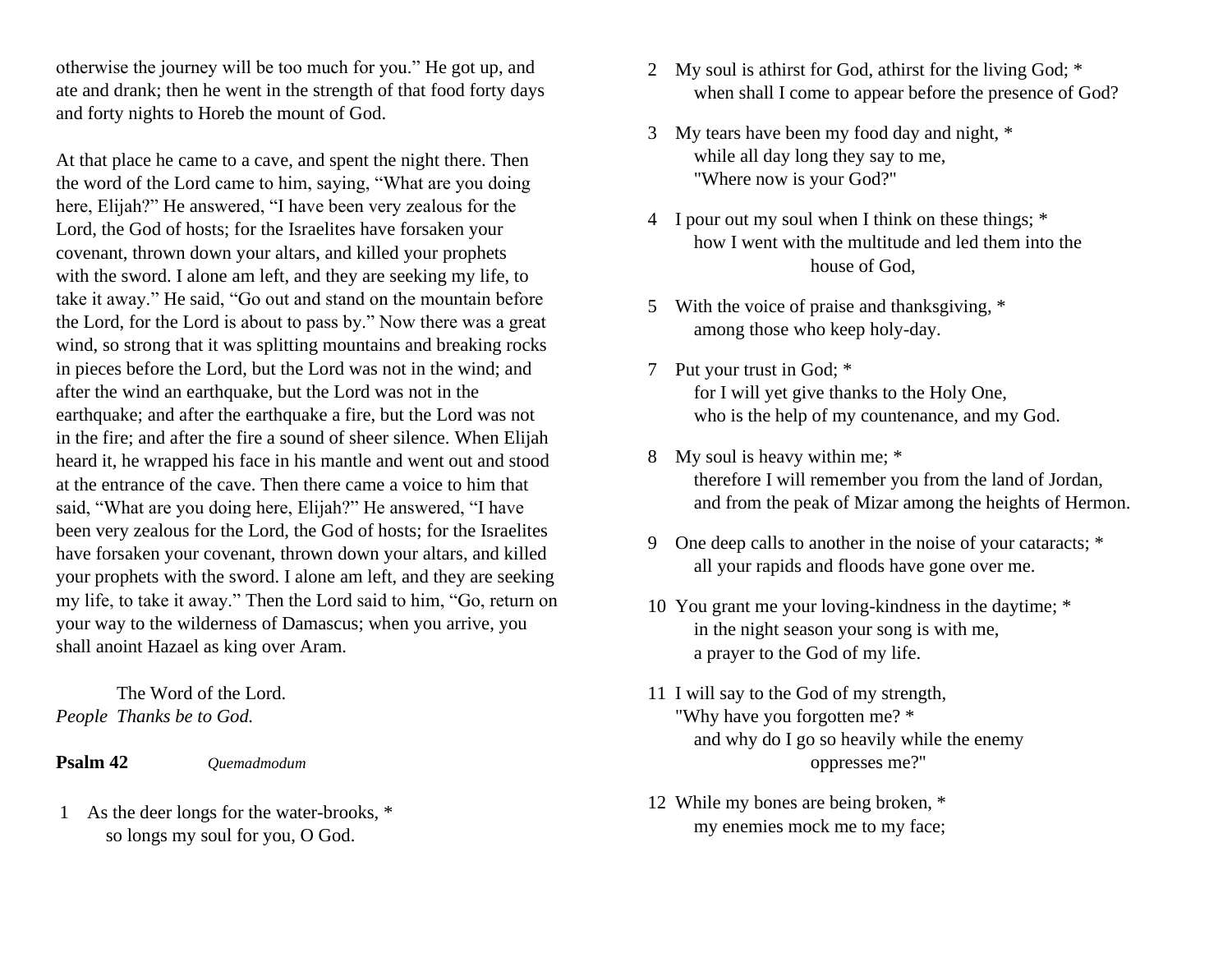otherwise the journey will be too much for you.” He got up, and ate and drank; then he went in the strength of that food forty days and forty nights to Horeb the mount of God.

At that place he came to a cave, and spent the night there. Then the word of the Lord came to him, saying, “What are you doing here, Elijah?” He answered, “I have been very zealous for the Lord, the God of hosts; for the Israelites have forsaken your covenant, thrown down your altars, and killed your prophets with the sword. I alone am left, and they are seeking my life, to take it away.” He said, “Go out and stand on the mountain before the Lord, for the Lord is about to pass by.” Now there was a great wind, so strong that it was splitting mountains and breaking rocks in pieces before the Lord, but the Lord was not in the wind; and after the wind an earthquake, but the Lord was not in the earthquake; and after the earthquake a fire, but the Lord was not in the fire; and after the fire a sound of sheer silence. When Elijah heard it, he wrapped his face in his mantle and went out and stood at the entrance of the cave. Then there came a voice to him that said, “What are you doing here, Elijah?” He answered, “I have been very zealous for the Lord, the God of hosts; for the Israelites have forsaken your covenant, thrown down your altars, and killed your prophets with the sword. I alone am left, and they are seeking my life, to take it away.” Then the Lord said to him, “Go, return on your way to the wilderness of Damascus; when you arrive, you shall anoint Hazael as king over Aram.

The Word of the Lord.
*People Thanks be to God.*

**Psalm 42** *Quemadmodum*

1 As the deer longs for the water-brooks, *
so longs my soul for you, O God.

2 My soul is athirst for God, athirst for the living God; *
when shall I come to appear before the presence of God?

3 My tears have been my food day and night, *
while all day long they say to me,
"Where now is your God?"

4 I pour out my soul when I think on these things; *
how I went with the multitude and led them into the house of God,

5 With the voice of praise and thanksgiving, *
among those who keep holy-day.

7 Put your trust in God; *
for I will yet give thanks to the Holy One,
who is the help of my countenance, and my God.

8 My soul is heavy within me; *
therefore I will remember you from the land of Jordan,
and from the peak of Mizar among the heights of Hermon.

9 One deep calls to another in the noise of your cataracts; *
all your rapids and floods have gone over me.

10 You grant me your loving-kindness in the daytime; *
in the night season your song is with me,
a prayer to the God of my life.

11 I will say to the God of my strength,
"Why have you forgotten me? *
and why do I go so heavily while the enemy oppresses me?"

12 While my bones are being broken, *
my enemies mock me to my face;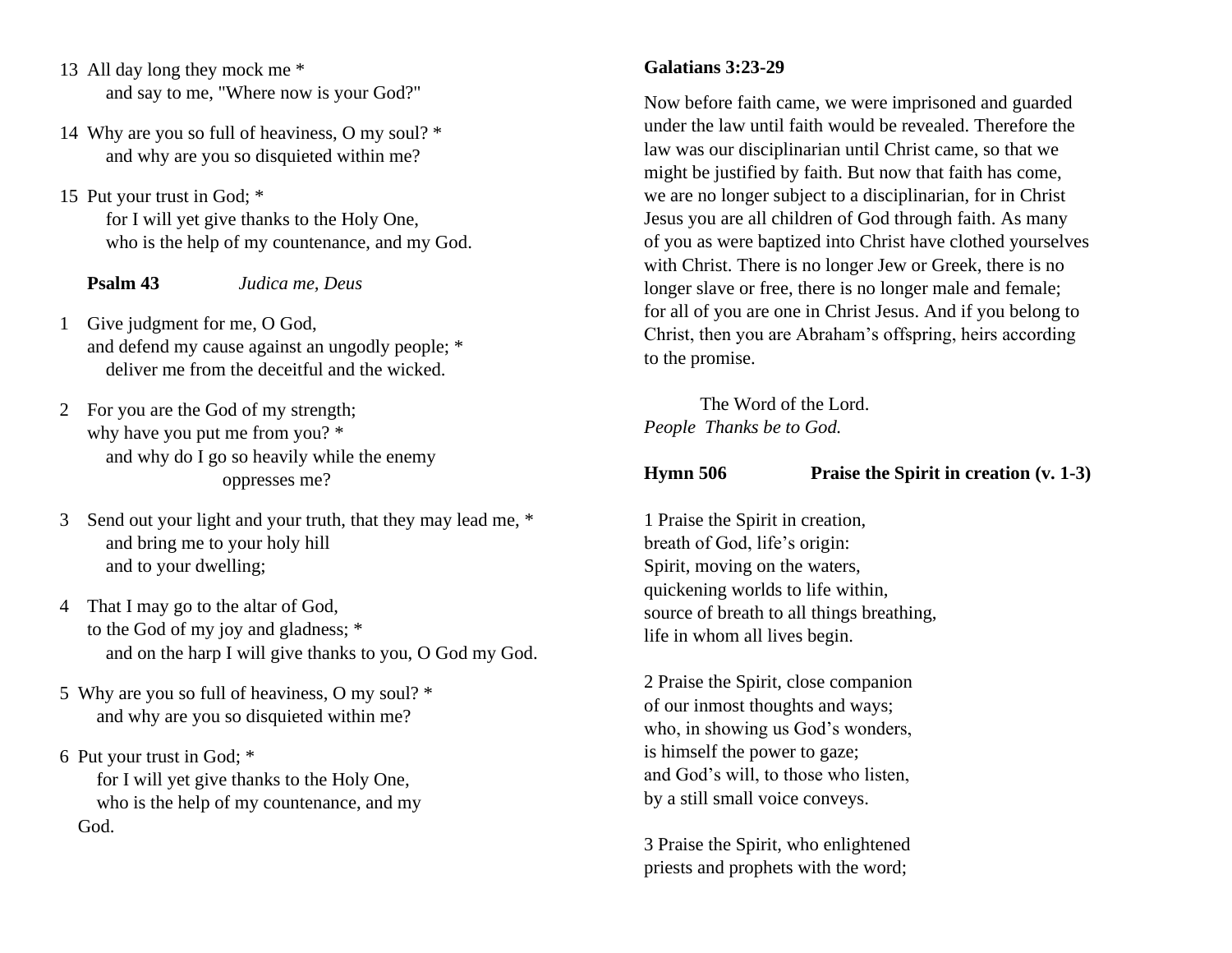13 All day long they mock me *
 and say to me, "Where now is your God?"

14 Why are you so full of heaviness, O my soul? *
 and why are you so disquieted within me?

15 Put your trust in God; *
 for I will yet give thanks to the Holy One,
 who is the help of my countenance, and my God.

**Psalm 43** *Judica me, Deus*

1 Give judgment for me, O God,
and defend my cause against an ungodly people; *
 deliver me from the deceitful and the wicked.

2 For you are the God of my strength;
why have you put me from you? *
 and why do I go so heavily while the enemy
 oppresses me?

3 Send out your light and your truth, that they may lead me, *
 and bring me to your holy hill
 and to your dwelling;

4 That I may go to the altar of God,
to the God of my joy and gladness; *
 and on the harp I will give thanks to you, O God my God.

5 Why are you so full of heaviness, O my soul? *
 and why are you so disquieted within me?

6 Put your trust in God; *
 for I will yet give thanks to the Holy One,
 who is the help of my countenance, and my
God.

**Galatians 3:23-29**

Now before faith came, we were imprisoned and guarded under the law until faith would be revealed. Therefore the law was our disciplinarian until Christ came, so that we might be justified by faith. But now that faith has come, we are no longer subject to a disciplinarian, for in Christ Jesus you are all children of God through faith. As many of you as were baptized into Christ have clothed yourselves with Christ. There is no longer Jew or Greek, there is no longer slave or free, there is no longer male and female; for all of you are one in Christ Jesus. And if you belong to Christ, then you are Abraham's offspring, heirs according to the promise.

The Word of the Lord.
*People Thanks be to God.*

**Hymn 506** **Praise the Spirit in creation (v. 1-3)**

1 Praise the Spirit in creation,
breath of God, life's origin:
Spirit, moving on the waters,
quickening worlds to life within,
source of breath to all things breathing,
life in whom all lives begin.

2 Praise the Spirit, close companion
of our inmost thoughts and ways;
who, in showing us God's wonders,
is himself the power to gaze;
and God's will, to those who listen,
by a still small voice conveys.

3 Praise the Spirit, who enlightened
priests and prophets with the word;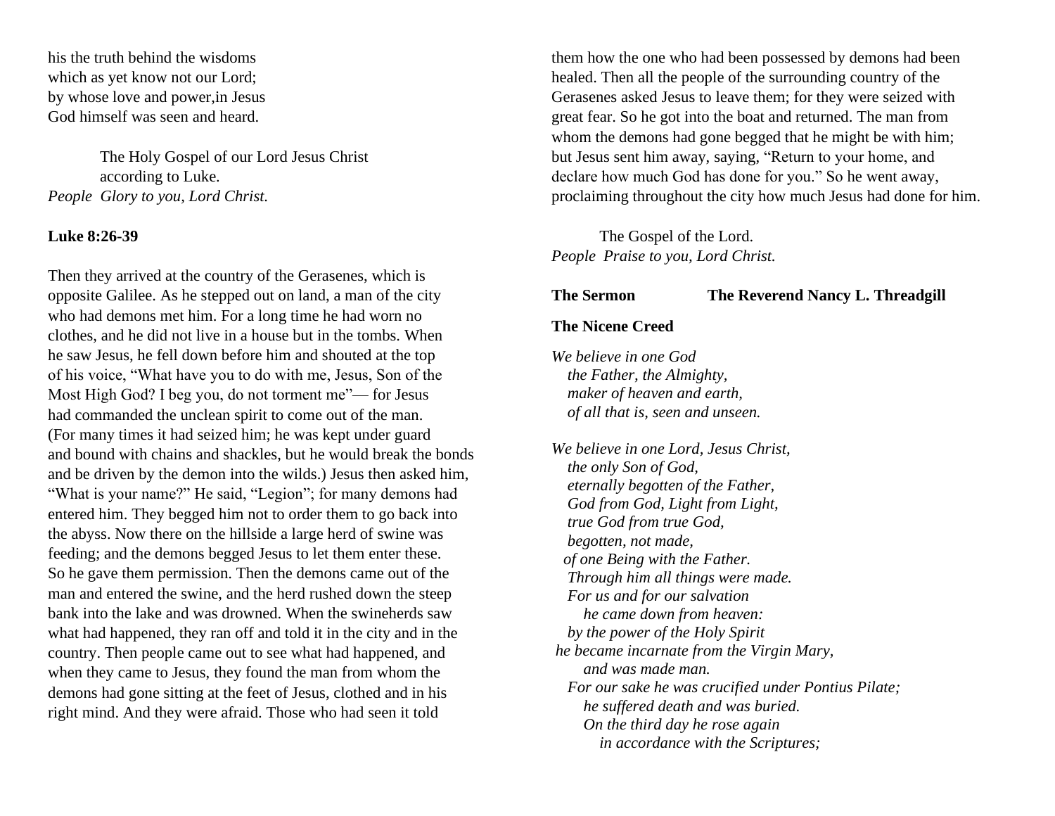his the truth behind the wisdoms
which as yet know not our Lord;
by whose love and power,in Jesus
God himself was seen and heard.

The Holy Gospel of our Lord Jesus Christ
according to Luke.
*People Glory to you, Lord Christ.*

**Luke 8:26-39**

Then they arrived at the country of the Gerasenes, which is opposite Galilee. As he stepped out on land, a man of the city who had demons met him. For a long time he had worn no clothes, and he did not live in a house but in the tombs. When he saw Jesus, he fell down before him and shouted at the top of his voice, "What have you to do with me, Jesus, Son of the Most High God? I beg you, do not torment me"— for Jesus had commanded the unclean spirit to come out of the man. (For many times it had seized him; he was kept under guard and bound with chains and shackles, but he would break the bonds and be driven by the demon into the wilds.) Jesus then asked him, "What is your name?" He said, "Legion"; for many demons had entered him. They begged him not to order them to go back into the abyss. Now there on the hillside a large herd of swine was feeding; and the demons begged Jesus to let them enter these. So he gave them permission. Then the demons came out of the man and entered the swine, and the herd rushed down the steep bank into the lake and was drowned. When the swineherds saw what had happened, they ran off and told it in the city and in the country. Then people came out to see what had happened, and when they came to Jesus, they found the man from whom the demons had gone sitting at the feet of Jesus, clothed and in his right mind. And they were afraid. Those who had seen it told them how the one who had been possessed by demons had been healed. Then all the people of the surrounding country of the Gerasenes asked Jesus to leave them; for they were seized with great fear. So he got into the boat and returned. The man from whom the demons had gone begged that he might be with him; but Jesus sent him away, saying, "Return to your home, and declare how much God has done for you." So he went away, proclaiming throughout the city how much Jesus had done for him.

The Gospel of the Lord.
*People Praise to you, Lord Christ.*

**The Sermon** **The Reverend Nancy L. Threadgill**

**The Nicene Creed**

*We believe in one God*
*the Father, the Almighty,*
*maker of heaven and earth,*
*of all that is, seen and unseen.*

*We believe in one Lord, Jesus Christ,*
*the only Son of God,*
*eternally begotten of the Father,*
*God from God, Light from Light,*
*true God from true God,*
*begotten, not made,*
*of one Being with the Father.*
*Through him all things were made.*
*For us and for our salvation*
*he came down from heaven:*
*by the power of the Holy Spirit*
*he became incarnate from the Virgin Mary,*
*and was made man.*
*For our sake he was crucified under Pontius Pilate;*
*he suffered death and was buried.*
*On the third day he rose again*
*in accordance with the Scriptures;*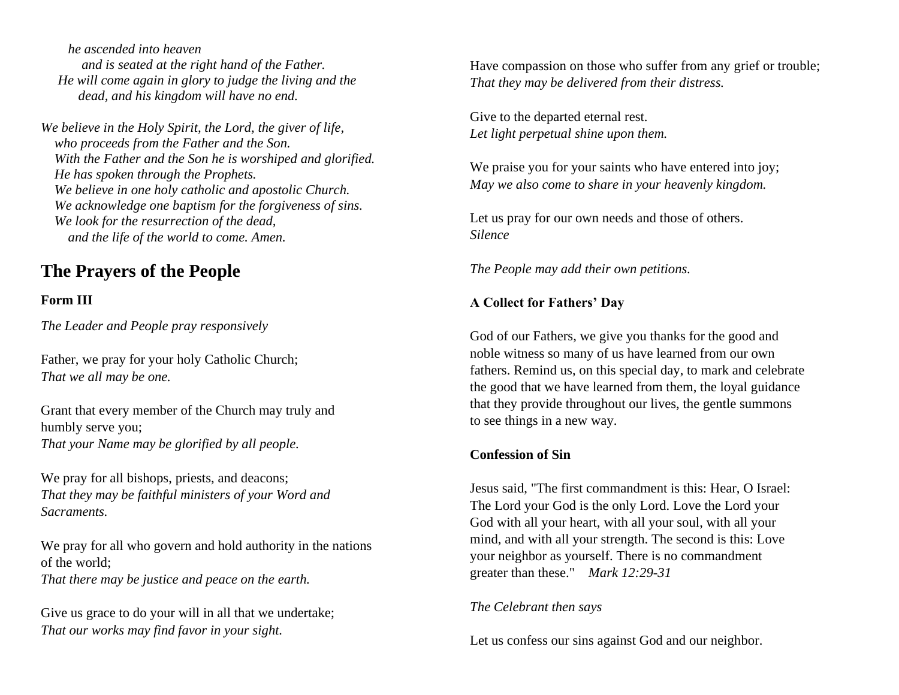*he ascended into heaven*
*and is seated at the right hand of the Father.*
*He will come again in glory to judge the living and the dead, and his kingdom will have no end.*

*We believe in the Holy Spirit, the Lord, the giver of life,*
*who proceeds from the Father and the Son.*
*With the Father and the Son he is worshiped and glorified.*
*He has spoken through the Prophets.*
*We believe in one holy catholic and apostolic Church.*
*We acknowledge one baptism for the forgiveness of sins.*
*We look for the resurrection of the dead,*
*and the life of the world to come. Amen.*

## The Prayers of the People

**Form III**

*The Leader and People pray responsively*

Father, we pray for your holy Catholic Church;
*That we all may be one.*

Grant that every member of the Church may truly and humbly serve you;
*That your Name may be glorified by all people.*

We pray for all bishops, priests, and deacons;
*That they may be faithful ministers of your Word and Sacraments.*

We pray for all who govern and hold authority in the nations of the world;
*That there may be justice and peace on the earth.*

Give us grace to do your will in all that we undertake;
*That our works may find favor in your sight.*

Have compassion on those who suffer from any grief or trouble;
*That they may be delivered from their distress.*

Give to the departed eternal rest.
*Let light perpetual shine upon them.*

We praise you for your saints who have entered into joy;
*May we also come to share in your heavenly kingdom.*

Let us pray for our own needs and those of others.
*Silence*

*The People may add their own petitions.*

**A Collect for Fathers' Day**

God of our Fathers, we give you thanks for the good and noble witness so many of us have learned from our own fathers. Remind us, on this special day, to mark and celebrate the good that we have learned from them, the loyal guidance that they provide throughout our lives, the gentle summons to see things in a new way.

**Confession of Sin**

Jesus said, "The first commandment is this: Hear, O Israel: The Lord your God is the only Lord. Love the Lord your God with all your heart, with all your soul, with all your mind, and with all your strength. The second is this: Love your neighbor as yourself. There is no commandment greater than these." *Mark 12:29-31*

*The Celebrant then says*

Let us confess our sins against God and our neighbor.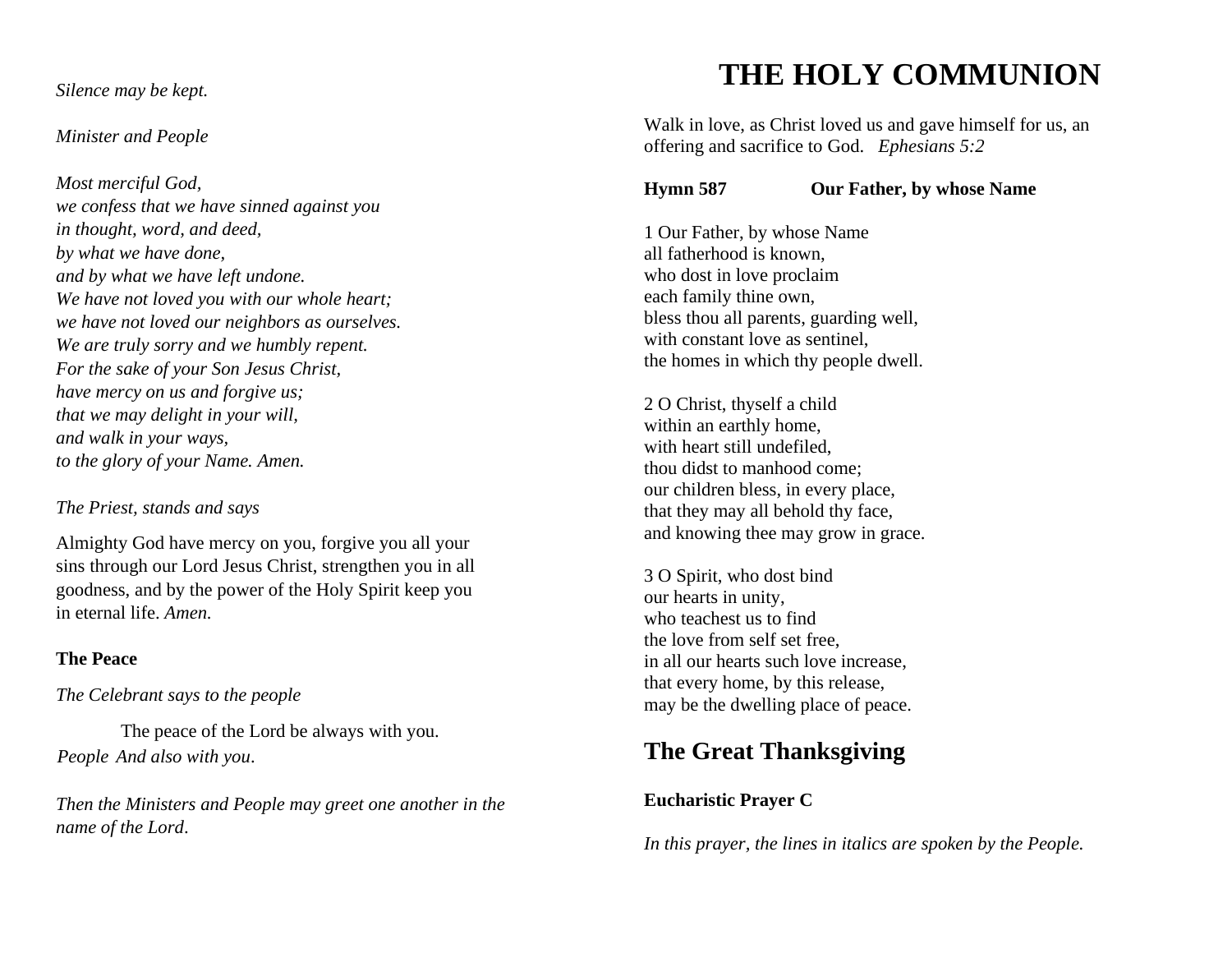*Silence may be kept.*

*Minister and People*

*Most merciful God,*
*we confess that we have sinned against you*
*in thought, word, and deed,*
*by what we have done,*
*and by what we have left undone.*
*We have not loved you with our whole heart;*
*we have not loved our neighbors as ourselves.*
*We are truly sorry and we humbly repent.*
*For the sake of your Son Jesus Christ,*
*have mercy on us and forgive us;*
*that we may delight in your will,*
*and walk in your ways,*
*to the glory of your Name. Amen.*

*The Priest, stands and says*

Almighty God have mercy on you, forgive you all your sins through our Lord Jesus Christ, strengthen you in all goodness, and by the power of the Holy Spirit keep you in eternal life. *Amen.*

**The Peace**

*The Celebrant says to the people*

The peace of the Lord be always with you.
*People And also with you*.

*Then the Ministers and People may greet one another in the name of the Lord*.

# THE HOLY COMMUNION

Walk in love, as Christ loved us and gave himself for us, an offering and sacrifice to God. *Ephesians 5:2*

**Hymn 587 Our Father, by whose Name**

1 Our Father, by whose Name
all fatherhood is known,
who dost in love proclaim
each family thine own,
bless thou all parents, guarding well,
with constant love as sentinel,
the homes in which thy people dwell.

2 O Christ, thyself a child
within an earthly home,
with heart still undefiled,
thou didst to manhood come;
our children bless, in every place,
that they may all behold thy face,
and knowing thee may grow in grace.

3 O Spirit, who dost bind
our hearts in unity,
who teachest us to find
the love from self set free,
in all our hearts such love increase,
that every home, by this release,
may be the dwelling place of peace.

## The Great Thanksgiving

**Eucharistic Prayer C**

*In this prayer, the lines in italics are spoken by the People.*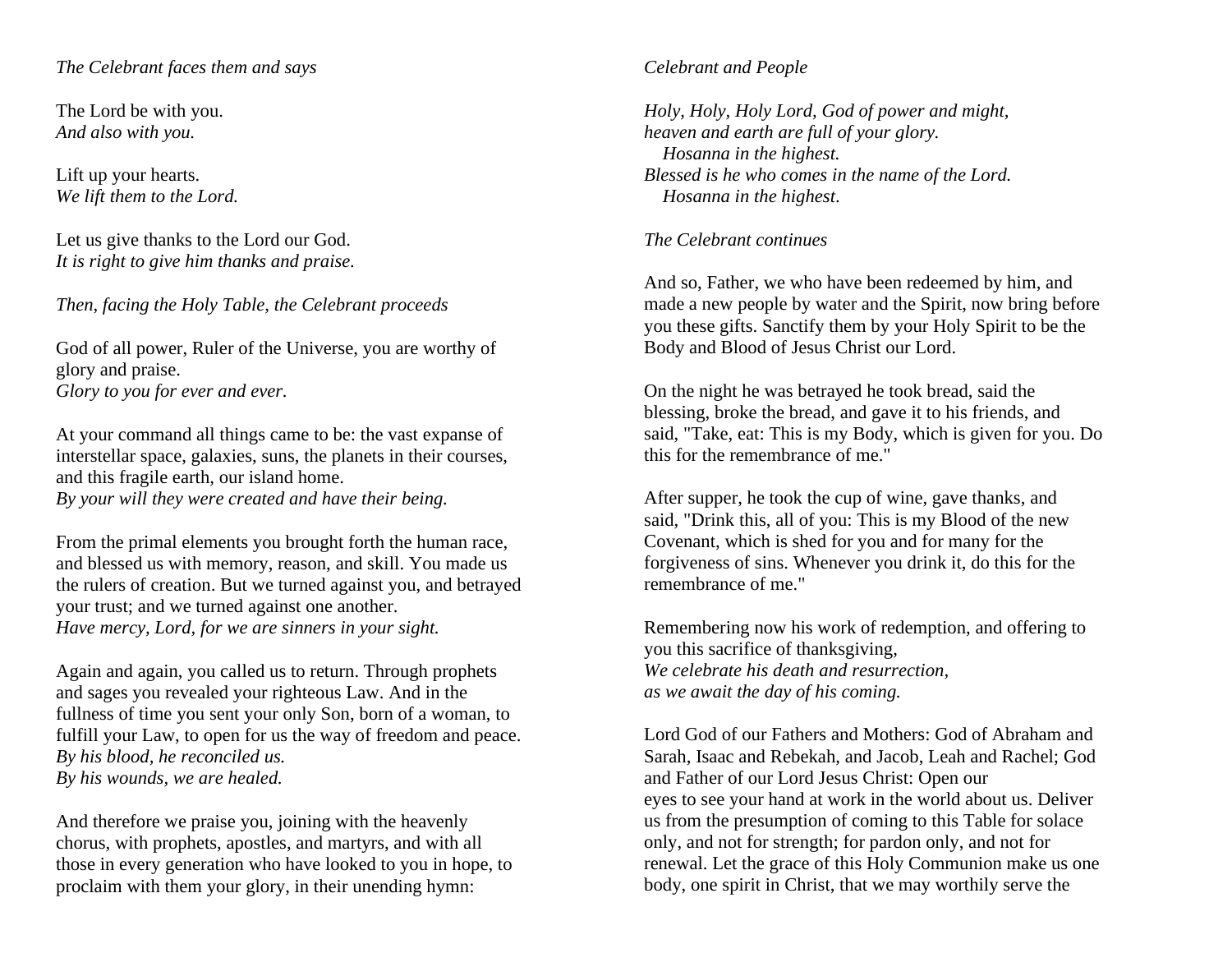*The Celebrant faces them and says*

The Lord be with you.
*And also with you.*

Lift up your hearts.
*We lift them to the Lord.*

Let us give thanks to the Lord our God.
*It is right to give him thanks and praise.*

*Then, facing the Holy Table, the Celebrant proceeds*

God of all power, Ruler of the Universe, you are worthy of glory and praise.
*Glory to you for ever and ever.*

At your command all things came to be: the vast expanse of interstellar space, galaxies, suns, the planets in their courses, and this fragile earth, our island home.
*By your will they were created and have their being.*

From the primal elements you brought forth the human race, and blessed us with memory, reason, and skill. You made us the rulers of creation. But we turned against you, and betrayed your trust; and we turned against one another.
*Have mercy, Lord, for we are sinners in your sight.*

Again and again, you called us to return. Through prophets and sages you revealed your righteous Law. And in the fullness of time you sent your only Son, born of a woman, to fulfill your Law, to open for us the way of freedom and peace.
*By his blood, he reconciled us.*
*By his wounds, we are healed.*

And therefore we praise you, joining with the heavenly chorus, with prophets, apostles, and martyrs, and with all those in every generation who have looked to you in hope, to proclaim with them your glory, in their unending hymn:

*Celebrant and People*

*Holy, Holy, Holy Lord, God of power and might,*
*heaven and earth are full of your glory.*
*Hosanna in the highest.*
*Blessed is he who comes in the name of the Lord.*
*Hosanna in the highest.*

*The Celebrant continues*

And so, Father, we who have been redeemed by him, and made a new people by water and the Spirit, now bring before you these gifts. Sanctify them by your Holy Spirit to be the Body and Blood of Jesus Christ our Lord.

On the night he was betrayed he took bread, said the blessing, broke the bread, and gave it to his friends, and said, "Take, eat: This is my Body, which is given for you. Do this for the remembrance of me."

After supper, he took the cup of wine, gave thanks, and said, "Drink this, all of you: This is my Blood of the new Covenant, which is shed for you and for many for the forgiveness of sins. Whenever you drink it, do this for the remembrance of me."

Remembering now his work of redemption, and offering to you this sacrifice of thanksgiving,
*We celebrate his death and resurrection,*
*as we await the day of his coming.*

Lord God of our Fathers and Mothers: God of Abraham and Sarah, Isaac and Rebekah, and Jacob, Leah and Rachel; God and Father of our Lord Jesus Christ: Open our eyes to see your hand at work in the world about us. Deliver us from the presumption of coming to this Table for solace only, and not for strength; for pardon only, and not for renewal. Let the grace of this Holy Communion make us one body, one spirit in Christ, that we may worthily serve the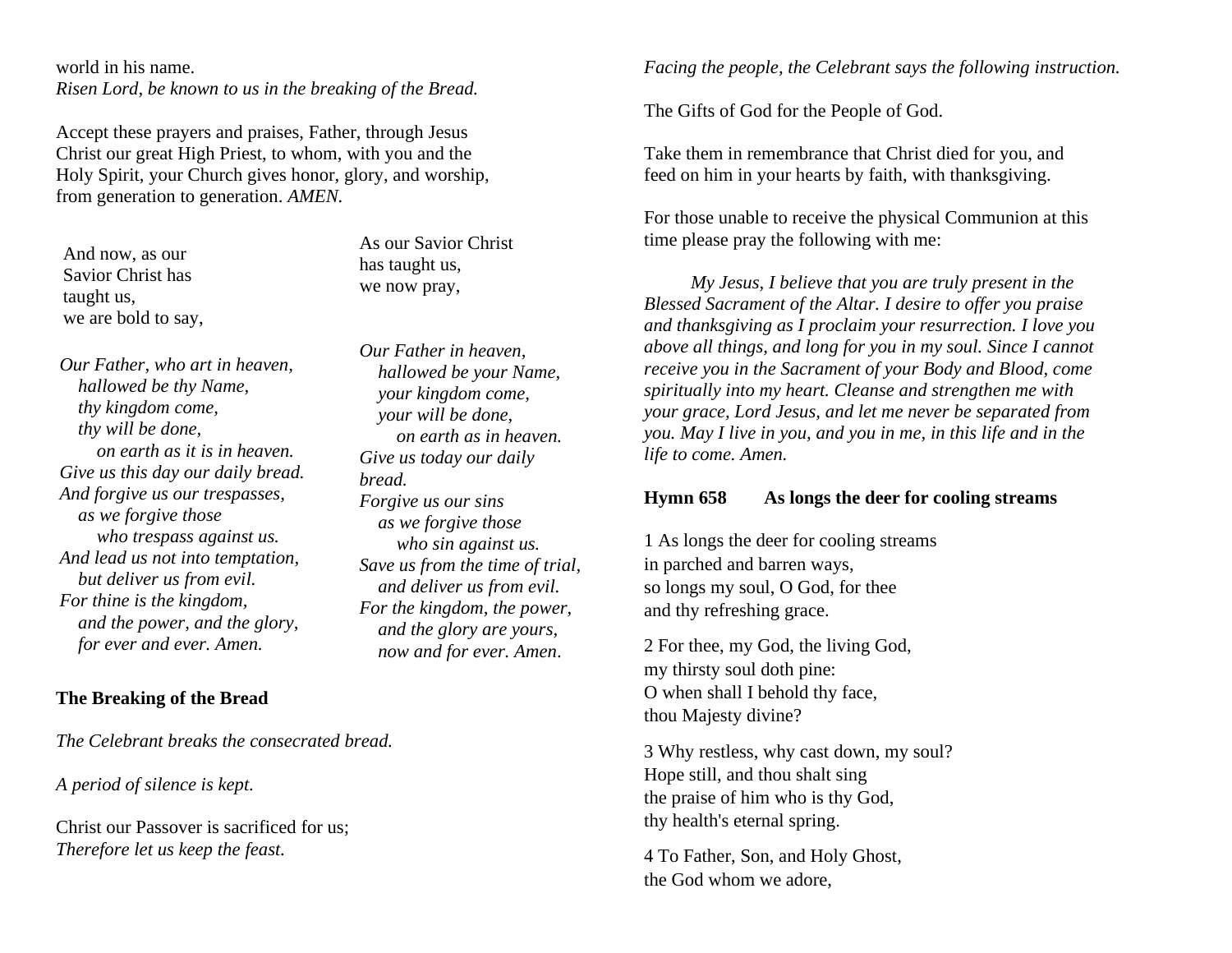world in his name.
*Risen Lord, be known to us in the breaking of the Bread.*

Accept these prayers and praises, Father, through Jesus Christ our great High Priest, to whom, with you and the Holy Spirit, your Church gives honor, glory, and worship, from generation to generation. *AMEN.*

And now, as our Savior Christ has taught us, we are bold to say,

*Our Father, who art in heaven,*
*hallowed be thy Name,*
*thy kingdom come,*
*thy will be done,*
*on earth as it is in heaven.*
*Give us this day our daily bread.*
*And forgive us our trespasses,*
*as we forgive those*
*who trespass against us.*
*And lead us not into temptation,*
*but deliver us from evil.*
*For thine is the kingdom,*
*and the power, and the glory,*
*for ever and ever. Amen.*

As our Savior Christ has taught us, we now pray,

*Our Father in heaven,*
*hallowed be your Name,*
*your kingdom come,*
*your will be done,*
*on earth as in heaven.*
*Give us today our daily bread.*
*Forgive us our sins*
*as we forgive those*
*who sin against us.*
*Save us from the time of trial,*
*and deliver us from evil.*
*For the kingdom, the power,*
*and the glory are yours,*
*now and for ever. Amen.*

**The Breaking of the Bread**

*The Celebrant breaks the consecrated bread.*

*A period of silence is kept.*

Christ our Passover is sacrificed for us;
*Therefore let us keep the feast.*

*Facing the people, the Celebrant says the following instruction.*

The Gifts of God for the People of God.

Take them in remembrance that Christ died for you, and feed on him in your hearts by faith, with thanksgiving.

For those unable to receive the physical Communion at this time please pray the following with me:

*My Jesus, I believe that you are truly present in the Blessed Sacrament of the Altar. I desire to offer you praise and thanksgiving as I proclaim your resurrection. I love you above all things, and long for you in my soul. Since I cannot receive you in the Sacrament of your Body and Blood, come spiritually into my heart. Cleanse and strengthen me with your grace, Lord Jesus, and let me never be separated from you. May I live in you, and you in me, in this life and in the life to come. Amen.*

**Hymn 658 As longs the deer for cooling streams**

1 As longs the deer for cooling streams
in parched and barren ways,
so longs my soul, O God, for thee
and thy refreshing grace.

2 For thee, my God, the living God,
my thirsty soul doth pine:
O when shall I behold thy face,
thou Majesty divine?

3 Why restless, why cast down, my soul?
Hope still, and thou shalt sing
the praise of him who is thy God,
thy health's eternal spring.

4 To Father, Son, and Holy Ghost,
the God whom we adore,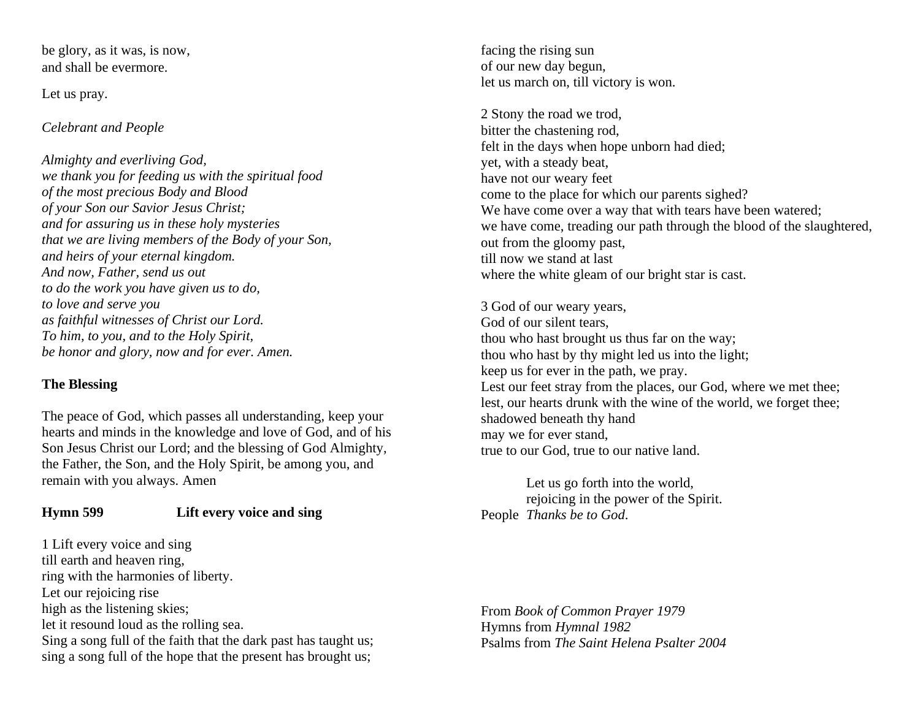be glory, as it was, is now,
and shall be evermore.

Let us pray.

*Celebrant and People*

*Almighty and everliving God,*
*we thank you for feeding us with the spiritual food*
*of the most precious Body and Blood*
*of your Son our Savior Jesus Christ;*
*and for assuring us in these holy mysteries*
*that we are living members of the Body of your Son,*
*and heirs of your eternal kingdom.*
*And now, Father, send us out*
*to do the work you have given us to do,*
*to love and serve you*
*as faithful witnesses of Christ our Lord.*
*To him, to you, and to the Holy Spirit,*
*be honor and glory, now and for ever. Amen.*

**The Blessing**

The peace of God, which passes all understanding, keep your hearts and minds in the knowledge and love of God, and of his Son Jesus Christ our Lord; and the blessing of God Almighty, the Father, the Son, and the Holy Spirit, be among you, and remain with you always. Amen

**Hymn 599 Lift every voice and sing**

1 Lift every voice and sing
till earth and heaven ring,
ring with the harmonies of liberty.
Let our rejoicing rise
high as the listening skies;
let it resound loud as the rolling sea.
Sing a song full of the faith that the dark past has taught us;
sing a song full of the hope that the present has brought us;
facing the rising sun
of our new day begun,
let us march on, till victory is won.

2 Stony the road we trod,
bitter the chastening rod,
felt in the days when hope unborn had died;
yet, with a steady beat,
have not our weary feet
come to the place for which our parents sighed?
We have come over a way that with tears have been watered;
we have come, treading our path through the blood of the slaughtered,
out from the gloomy past,
till now we stand at last
where the white gleam of our bright star is cast.

3 God of our weary years,
God of our silent tears,
thou who hast brought us thus far on the way;
thou who hast by thy might led us into the light;
keep us for ever in the path, we pray.
Lest our feet stray from the places, our God, where we met thee;
lest, our hearts drunk with the wine of the world, we forget thee;
shadowed beneath thy hand
may we for ever stand,
true to our God, true to our native land.

Let us go forth into the world,
rejoicing in the power of the Spirit.
People *Thanks be to God.*

From *Book of Common Prayer 1979*
Hymns from *Hymnal 1982*
Psalms from *The Saint Helena Psalter 2004*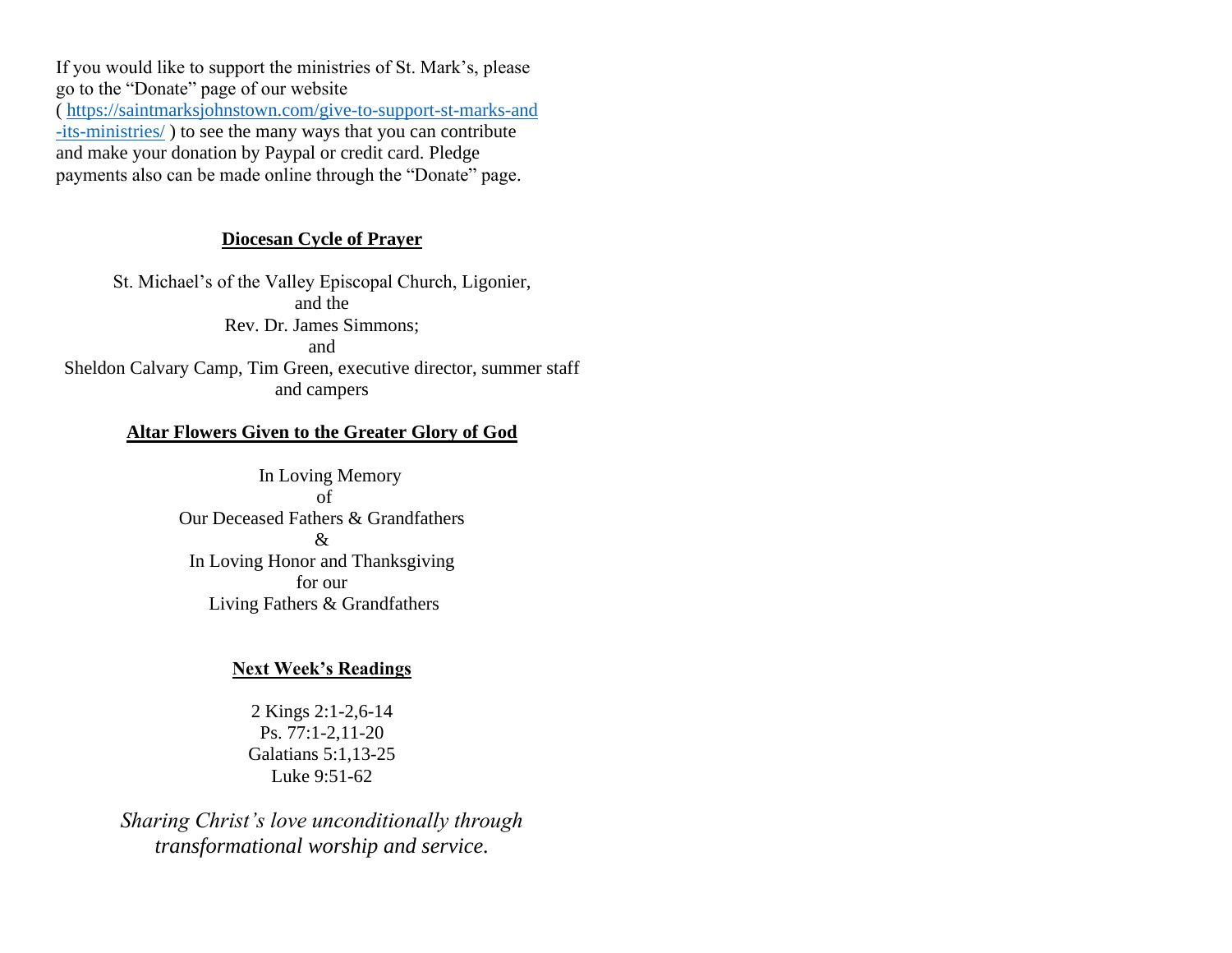If you would like to support the ministries of St. Mark's, please go to the "Donate" page of our website ( https://saintmarksjohnstown.com/give-to-support-st-marks-and-its-ministries/ ) to see the many ways that you can contribute and make your donation by Paypal or credit card. Pledge payments also can be made online through the "Donate" page.

## Diocesan Cycle of Prayer

St. Michael's of the Valley Episcopal Church, Ligonier,
and the
Rev. Dr. James Simmons;
and
Sheldon Calvary Camp, Tim Green, executive director, summer staff and campers

## Altar Flowers Given to the Greater Glory of God

In Loving Memory
of
Our Deceased Fathers & Grandfathers
&
In Loving Honor and Thanksgiving
for our
Living Fathers & Grandfathers

## Next Week's Readings

2 Kings 2:1-2,6-14
Ps. 77:1-2,11-20
Galatians 5:1,13-25
Luke 9:51-62

*Sharing Christ's love unconditionally through transformational worship and service.*